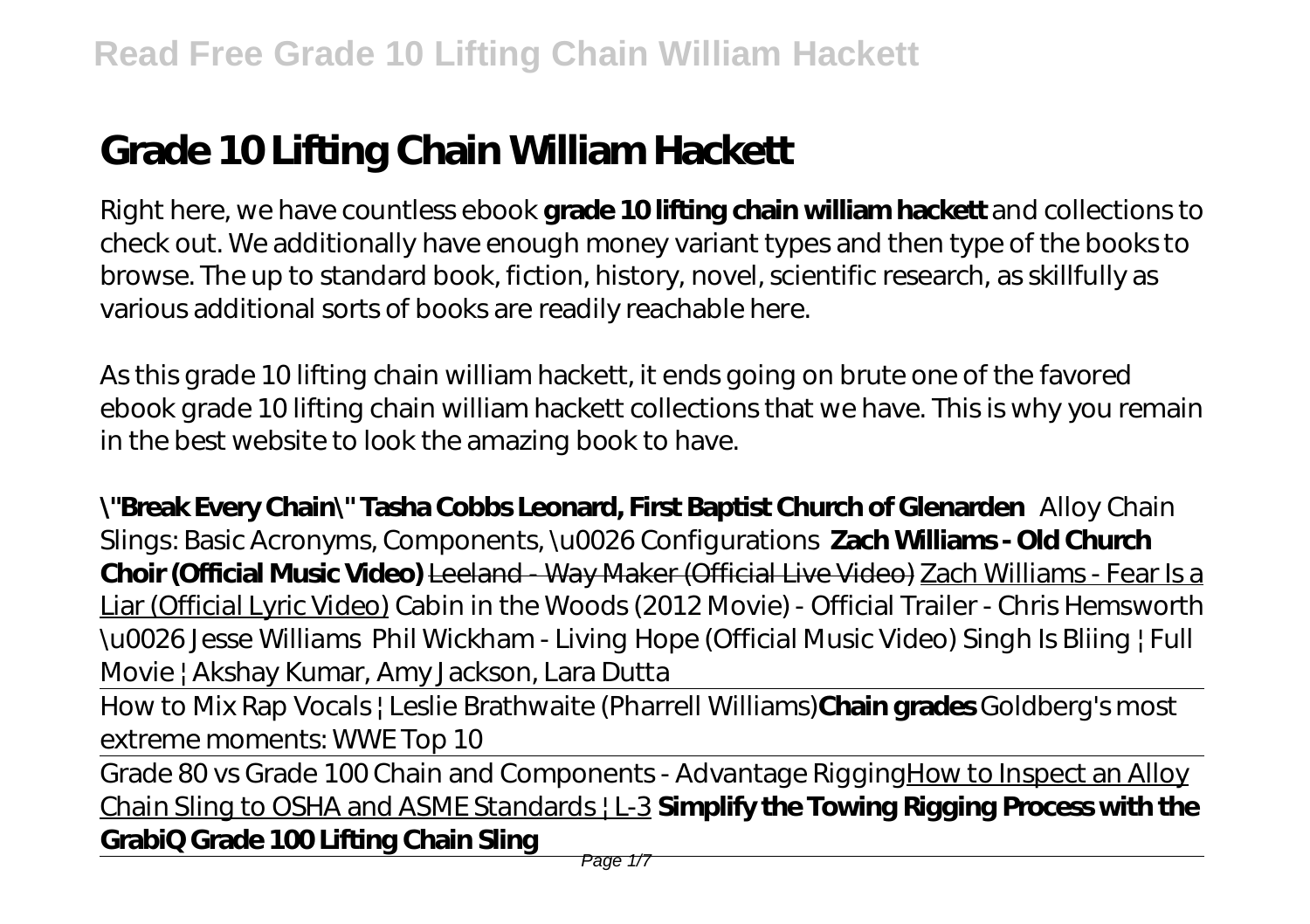# Grade 10 Lifting Chain William Hackett

Right here, we have countless ebook **grade 10 lifting chain william hackett** and collections to check out. We additionally have enough money variant types and then type of the books to browse. The up to standard book, fiction, history, novel, scientific research, as skillfully as various additional sorts of books are readily reachable here.

As this grade 10 lifting chain william hackett, it ends going on brute one of the favored ebook grade 10 lifting chain william hackett collections that we have. This is why you remain in the best website to look the amazing book to have.

**"Break Every Chain" Tasha Cobbs Leonard, First Baptist Church of Glenarden** *Alloy Chain Slings: Basic Acronyms, Components, \u0026 Configurations* **Zach Williams - Old Church Choir (Official Music Video)** Leeland - Way Maker (Official Live Video) Zach Williams - Fear Is a Liar (Official Lyric Video) *Cabin in the Woods (2012 Movie) - Official Trailer - Chris Hemsworth \u0026 Jesse Williams* *Phil Wickham - Living Hope (Official Music Video)* *Singh Is Bliing | Full Movie | Akshay Kumar, Amy Jackson, Lara Dutta*

How to Mix Rap Vocals | Leslie Brathwaite (Pharrell Williams)**Chain grades** *Goldberg's most extreme moments: WWE Top 10*

Grade 80 vs Grade 100 Chain and Components - Advantage Rigging How to Inspect an Alloy Chain Sling to OSHA and ASME Standards | L-3 **Simplify the Towing Rigging Process with the GrabiQ Grade 100 Lifting Chain Sling**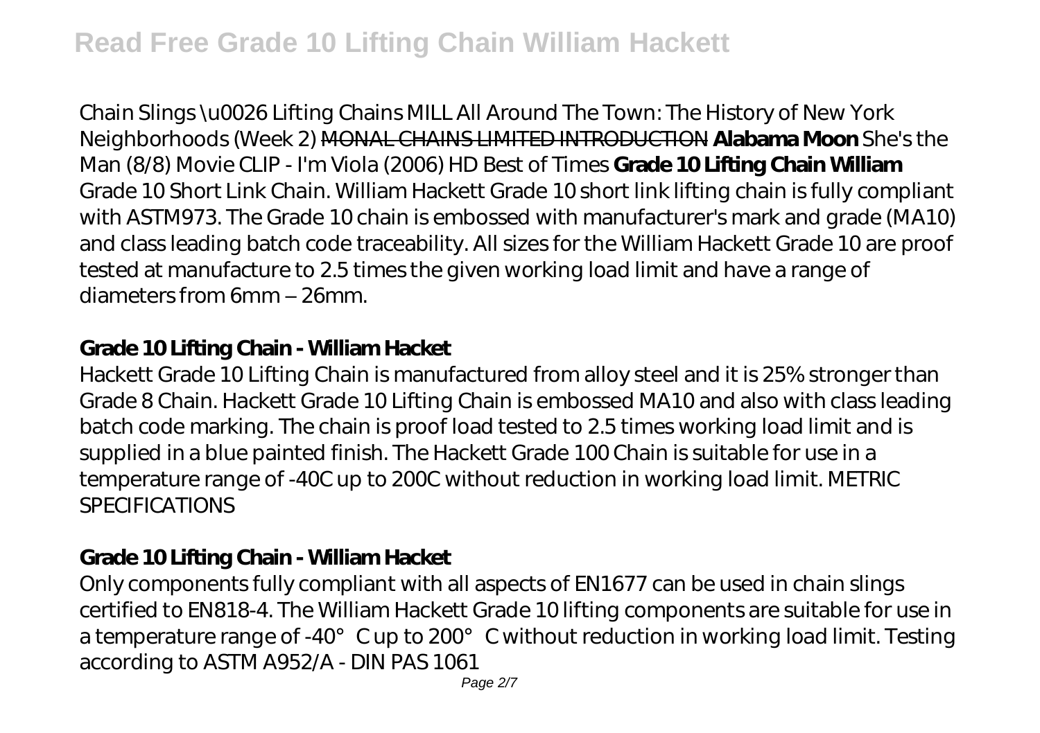Chain Slings \u0026 Lifting Chains MILL All Around The Town: The History of New York Neighborhoods (Week 2) ~~MONAL CHAINS LIMITED INTRODUCTION~~ **Alabama Moon** She's the Man (8/8) Movie CLIP - I'm Viola (2006) HD Best of Times **Grade 10 Lifting Chain William**

Grade 10 Short Link Chain. William Hackett Grade 10 short link lifting chain is fully compliant with ASTM973. The Grade 10 chain is embossed with manufacturer's mark and grade (MA10) and class leading batch code traceability. All sizes for the William Hackett Grade 10 are proof tested at manufacture to 2.5 times the given working load limit and have a range of diameters from 6mm – 26mm.

## Grade 10 Lifting Chain - William Hacket

Hackett Grade 10 Lifting Chain is manufactured from alloy steel and it is 25% stronger than Grade 8 Chain. Hackett Grade 10 Lifting Chain is embossed MA10 and also with class leading batch code marking. The chain is proof load tested to 2.5 times working load limit and is supplied in a blue painted finish. The Hackett Grade 100 Chain is suitable for use in a temperature range of -40C up to 200C without reduction in working load limit. METRIC SPECIFICATIONS

## Grade 10 Lifting Chain - William Hacket

Only components fully compliant with all aspects of EN1677 can be used in chain slings certified to EN818-4. The William Hackett Grade 10 lifting components are suitable for use in a temperature range of -40°C up to 200°C without reduction in working load limit. Testing according to ASTM A952/A - DIN PAS 1061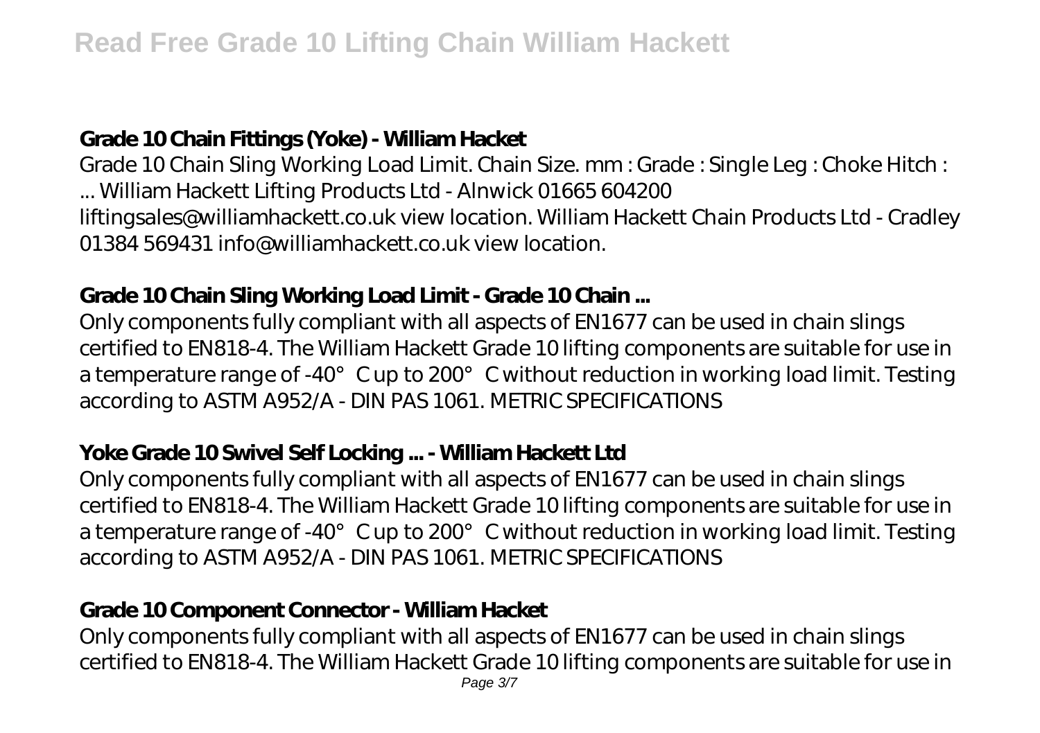### Grade 10 Chain Fittings (Yoke) - William Hacket

Grade 10 Chain Sling Working Load Limit. Chain Size. mm : Grade : Single Leg : Choke Hitch : ... William Hackett Lifting Products Ltd - Alnwick 01665 604200 liftingsales@williamhackett.co.uk view location. William Hackett Chain Products Ltd - Cradley 01384 569431 info@williamhackett.co.uk view location.

### Grade 10 Chain Sling Working Load Limit - Grade 10 Chain ...

Only components fully compliant with all aspects of EN1677 can be used in chain slings certified to EN818-4. The William Hackett Grade 10 lifting components are suitable for use in a temperature range of -40° C up to 200° C without reduction in working load limit. Testing according to ASTM A952/A - DIN PAS 1061. METRIC SPECIFICATIONS

### Yoke Grade 10 Swivel Self Locking ... - William Hackett Ltd

Only components fully compliant with all aspects of EN1677 can be used in chain slings certified to EN818-4. The William Hackett Grade 10 lifting components are suitable for use in a temperature range of -40° C up to 200° C without reduction in working load limit. Testing according to ASTM A952/A - DIN PAS 1061. METRIC SPECIFICATIONS

### Grade 10 Component Connector - William Hacket

Only components fully compliant with all aspects of EN1677 can be used in chain slings certified to EN818-4. The William Hackett Grade 10 lifting components are suitable for use in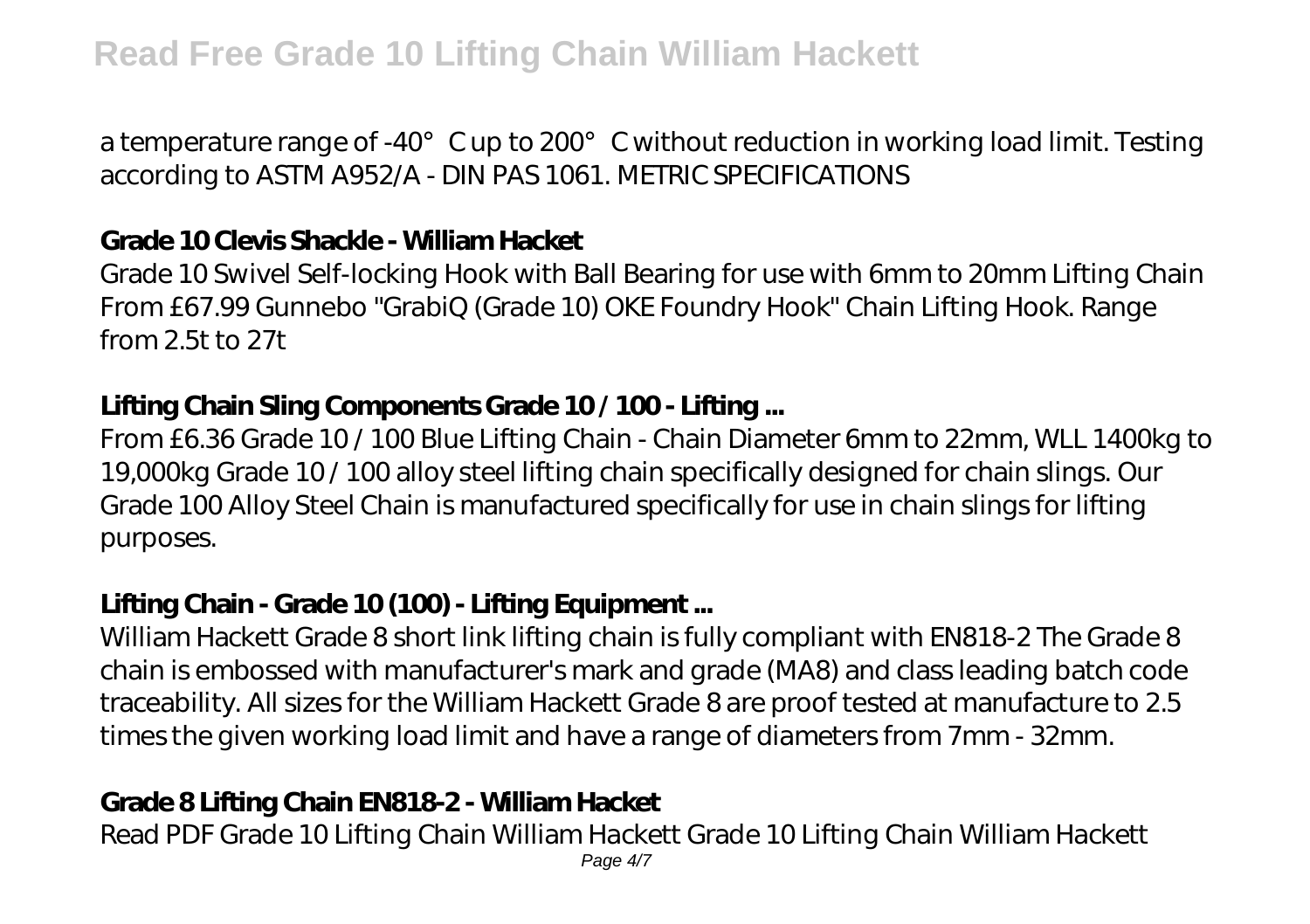a temperature range of -40° C up to 200° C without reduction in working load limit. Testing according to ASTM A952/A - DIN PAS 1061. METRIC SPECIFICATIONS

### Grade 10 Clevis Shackle - William Hacket

Grade 10 Swivel Self-locking Hook with Ball Bearing for use with 6mm to 20mm Lifting Chain From £67.99 Gunnebo "GrabiQ (Grade 10) OKE Foundry Hook" Chain Lifting Hook. Range from 2.5t to 27t

### Lifting Chain Sling Components Grade 10 / 100 - Lifting ...

From £6.36 Grade 10 / 100 Blue Lifting Chain - Chain Diameter 6mm to 22mm, WLL 1400kg to 19,000kg Grade 10 / 100 alloy steel lifting chain specifically designed for chain slings. Our Grade 100 Alloy Steel Chain is manufactured specifically for use in chain slings for lifting purposes.

### Lifting Chain - Grade 10 (100) - Lifting Equipment ...

William Hackett Grade 8 short link lifting chain is fully compliant with EN818-2 The Grade 8 chain is embossed with manufacturer's mark and grade (MA8) and class leading batch code traceability. All sizes for the William Hackett Grade 8 are proof tested at manufacture to 2.5 times the given working load limit and have a range of diameters from 7mm - 32mm.

### Grade 8 Lifting Chain EN818-2 - William Hacket

Read PDF Grade 10 Lifting Chain William Hackett Grade 10 Lifting Chain William Hackett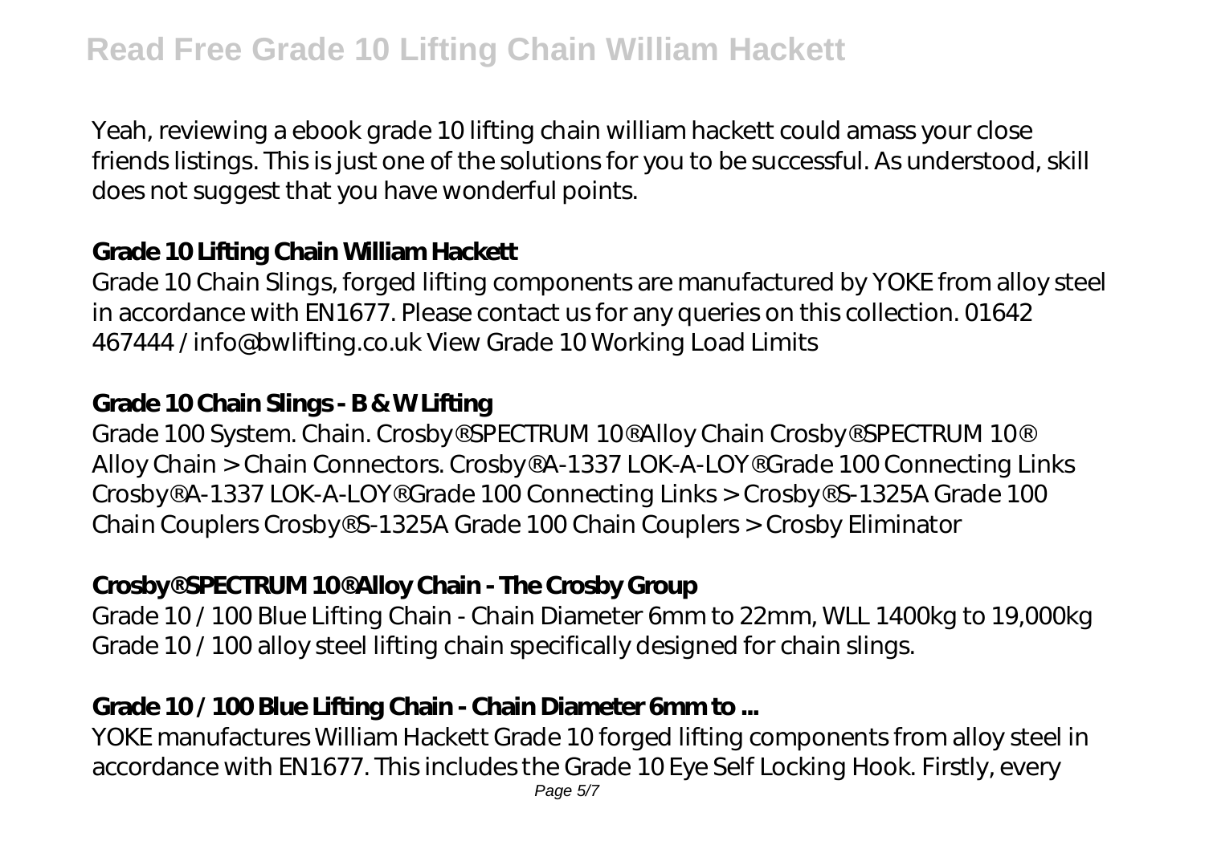Yeah, reviewing a ebook grade 10 lifting chain william hackett could amass your close friends listings. This is just one of the solutions for you to be successful. As understood, skill does not suggest that you have wonderful points.

## Grade 10 Lifting Chain William Hackett

Grade 10 Chain Slings, forged lifting components are manufactured by YOKE from alloy steel in accordance with EN1677. Please contact us for any queries on this collection. 01642 467444 / info@bwlifting.co.uk View Grade 10 Working Load Limits

## Grade 10 Chain Slings - B & W Lifting

Grade 100 System. Chain. Crosby® SPECTRUM 10® Alloy Chain Crosby® SPECTRUM 10® Alloy Chain > Chain Connectors. Crosby® A-1337 LOK-A-LOY® Grade 100 Connecting Links Crosby® A-1337 LOK-A-LOY® Grade 100 Connecting Links > Crosby® S-1325A Grade 100 Chain Couplers Crosby® S-1325A Grade 100 Chain Couplers > Crosby Eliminator

## Crosby® SPECTRUM 10® Alloy Chain - The Crosby Group

Grade 10 / 100 Blue Lifting Chain - Chain Diameter 6mm to 22mm, WLL 1400kg to 19,000kg Grade 10 / 100 alloy steel lifting chain specifically designed for chain slings.

## Grade 10 / 100 Blue Lifting Chain - Chain Diameter 6mm to ...

YOKE manufactures William Hackett Grade 10 forged lifting components from alloy steel in accordance with EN1677. This includes the Grade 10 Eye Self Locking Hook. Firstly, every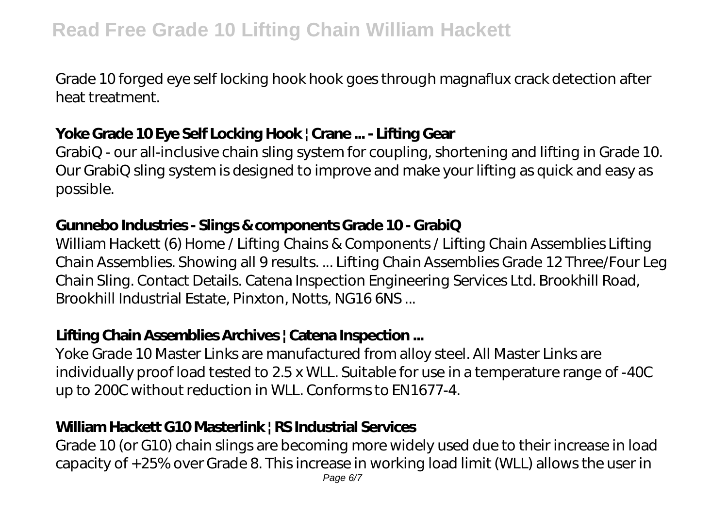Grade 10 forged eye self locking hook hook goes through magnaflux crack detection after heat treatment.

### **Yoke Grade 10 Eye Self Locking Hook | Crane ... - Lifting Gear**

GrabiQ - our all-inclusive chain sling system for coupling, shortening and lifting in Grade 10. Our GrabiQ sling system is designed to improve and make your lifting as quick and easy as possible.

### **Gunnebo Industries - Slings & components Grade 10 - GrabiQ**

William Hackett (6) Home / Lifting Chains & Components / Lifting Chain Assemblies Lifting Chain Assemblies. Showing all 9 results. ... Lifting Chain Assemblies Grade 12 Three/Four Leg Chain Sling. Contact Details. Catena Inspection Engineering Services Ltd. Brookhill Road, Brookhill Industrial Estate, Pinxton, Notts, NG16 6NS ...

### **Lifting Chain Assemblies Archives | Catena Inspection ...**

Yoke Grade 10 Master Links are manufactured from alloy steel. All Master Links are individually proof load tested to 2.5 x WLL. Suitable for use in a temperature range of -40C up to 200C without reduction in WLL. Conforms to EN1677-4.

### **William Hackett G10 Masterlink | RS Industrial Services**

Grade 10 (or G10) chain slings are becoming more widely used due to their increase in load capacity of +25% over Grade 8. This increase in working load limit (WLL) allows the user in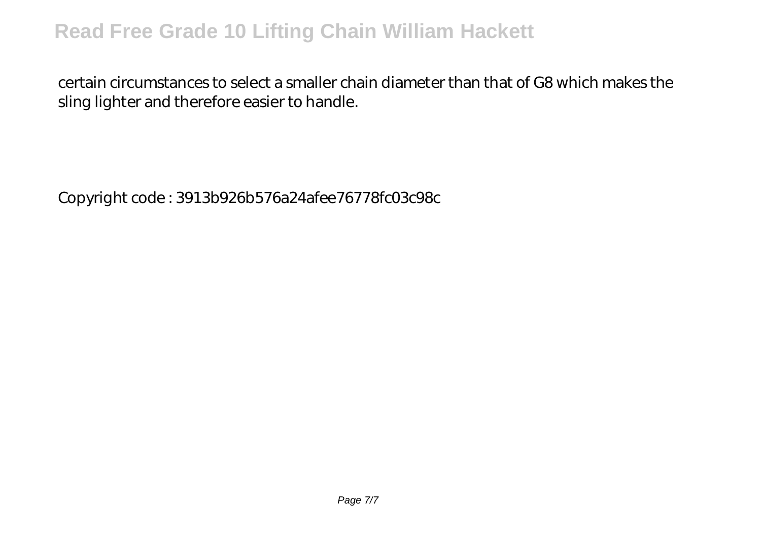certain circumstances to select a smaller chain diameter than that of G8 which makes the sling lighter and therefore easier to handle.

Copyright code : 3913b926b576a24afee76778fc03c98c